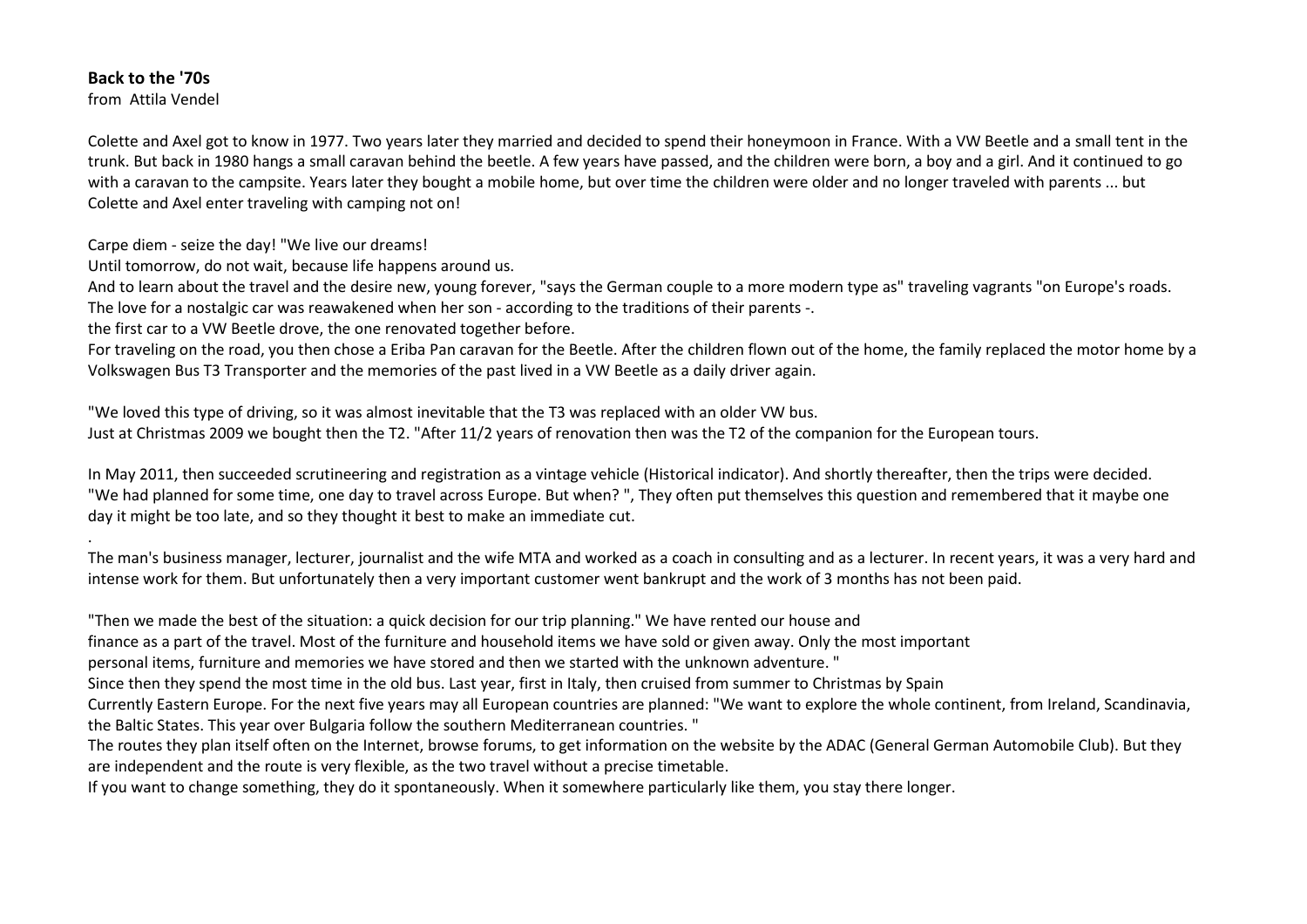**Back to the '70s**
from Attila Vendel

Colette and Axel got to know in 1977. Two years later they married and decided to spend their honeymoon in France. With a VW Beetle and a small tent in the trunk. But back in 1980 hangs a small caravan behind the beetle. A few years have passed, and the children were born, a boy and a girl. And it continued to go with a caravan to the campsite. Years later they bought a mobile home, but over time the children were older and no longer traveled with parents ... but Colette and Axel enter traveling with camping not on!

Carpe diem - seize the day! "We live our dreams!
Until tomorrow, do not wait, because life happens around us.
And to learn about the travel and the desire new, young forever, "says the German couple to a more modern type as" traveling vagrants "on Europe's roads.
The love for a nostalgic car was reawakened when her son - according to the traditions of their parents -.
the first car to a VW Beetle drove, the one renovated together before.
For traveling on the road, you then chose a Eriba Pan caravan for the Beetle. After the children flown out of the home, the family replaced the motor home by a Volkswagen Bus T3 Transporter and the memories of the past lived in a VW Beetle as a daily driver again.

"We loved this type of driving, so it was almost inevitable that the T3 was replaced with an older VW bus.
Just at Christmas 2009 we bought then the T2. "After 11/2 years of renovation then was the T2 of the companion for the European tours.

In May 2011, then succeeded scrutineering and registration as a vintage vehicle (Historical indicator). And shortly thereafter, then the trips were decided. "We had planned for some time, one day to travel across Europe. But when? ", They often put themselves this question and remembered that it maybe one day it might be too late, and so they thought it best to make an immediate cut.

.
The man's business manager, lecturer, journalist and the wife MTA and worked as a coach in consulting and as a lecturer. In recent years, it was a very hard and intense work for them. But unfortunately then a very important customer went bankrupt and the work of 3 months has not been paid.

"Then we made the best of the situation: a quick decision for our trip planning." We have rented our house and
finance as a part of the travel. Most of the furniture and household items we have sold or given away. Only the most important
personal items, furniture and memories we have stored and then we started with the unknown adventure. "
Since then they spend the most time in the old bus. Last year, first in Italy, then cruised from summer to Christmas by Spain
Currently Eastern Europe. For the next five years may all European countries are planned: "We want to explore the whole continent, from Ireland, Scandinavia, the Baltic States. This year over Bulgaria follow the southern Mediterranean countries. "
The routes they plan itself often on the Internet, browse forums, to get information on the website by the ADAC (General German Automobile Club). But they are independent and the route is very flexible, as the two travel without a precise timetable.
If you want to change something, they do it spontaneously. When it somewhere particularly like them, you stay there longer.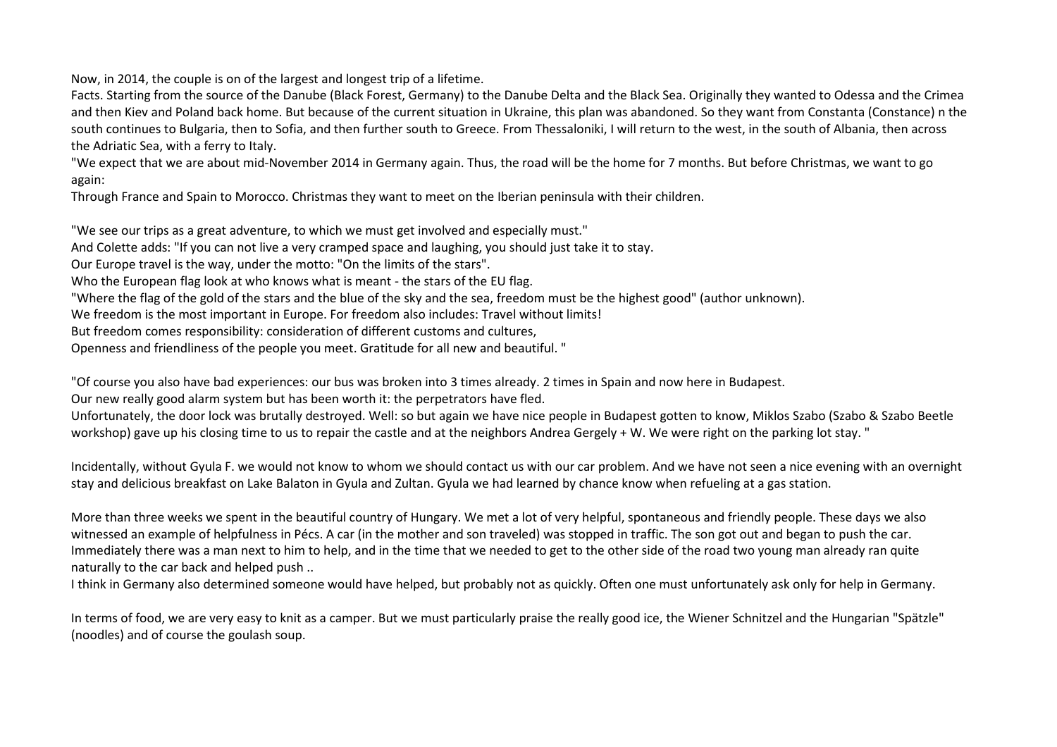Now, in 2014, the couple is on of the largest and longest trip of a lifetime.

Facts. Starting from the source of the Danube (Black Forest, Germany) to the Danube Delta and the Black Sea. Originally they wanted to Odessa and the Crimea and then Kiev and Poland back home. But because of the current situation in Ukraine, this plan was abandoned. So they want from Constanta (Constance) n the south continues to Bulgaria, then to Sofia, and then further south to Greece. From Thessaloniki, I will return to the west, in the south of Albania, then across the Adriatic Sea, with a ferry to Italy.

"We expect that we are about mid-November 2014 in Germany again. Thus, the road will be the home for 7 months. But before Christmas, we want to go again:

Through France and Spain to Morocco. Christmas they want to meet on the Iberian peninsula with their children.

"We see our trips as a great adventure, to which we must get involved and especially must."

And Colette adds: "If you can not live a very cramped space and laughing, you should just take it to stay.

Our Europe travel is the way, under the motto: "On the limits of the stars".

Who the European flag look at who knows what is meant - the stars of the EU flag.

"Where the flag of the gold of the stars and the blue of the sky and the sea, freedom must be the highest good" (author unknown).

We freedom is the most important in Europe. For freedom also includes: Travel without limits!

But freedom comes responsibility: consideration of different customs and cultures,

Openness and friendliness of the people you meet. Gratitude for all new and beautiful. "

"Of course you also have bad experiences: our bus was broken into 3 times already. 2 times in Spain and now here in Budapest.

Our new really good alarm system but has been worth it: the perpetrators have fled.

Unfortunately, the door lock was brutally destroyed. Well: so but again we have nice people in Budapest gotten to know, Miklos Szabo (Szabo & Szabo Beetle workshop) gave up his closing time to us to repair the castle and at the neighbors Andrea Gergely + W. We were right on the parking lot stay. "

Incidentally, without Gyula F. we would not know to whom we should contact us with our car problem. And we have not seen a nice evening with an overnight stay and delicious breakfast on Lake Balaton in Gyula and Zultan. Gyula we had learned by chance know when refueling at a gas station.

More than three weeks we spent in the beautiful country of Hungary. We met a lot of very helpful, spontaneous and friendly people. These days we also witnessed an example of helpfulness in Pécs. A car (in the mother and son traveled) was stopped in traffic. The son got out and began to push the car. Immediately there was a man next to him to help, and in the time that we needed to get to the other side of the road two young man already ran quite naturally to the car back and helped push ..

I think in Germany also determined someone would have helped, but probably not as quickly. Often one must unfortunately ask only for help in Germany.

In terms of food, we are very easy to knit as a camper. But we must particularly praise the really good ice, the Wiener Schnitzel and the Hungarian "Spätzle" (noodles) and of course the goulash soup.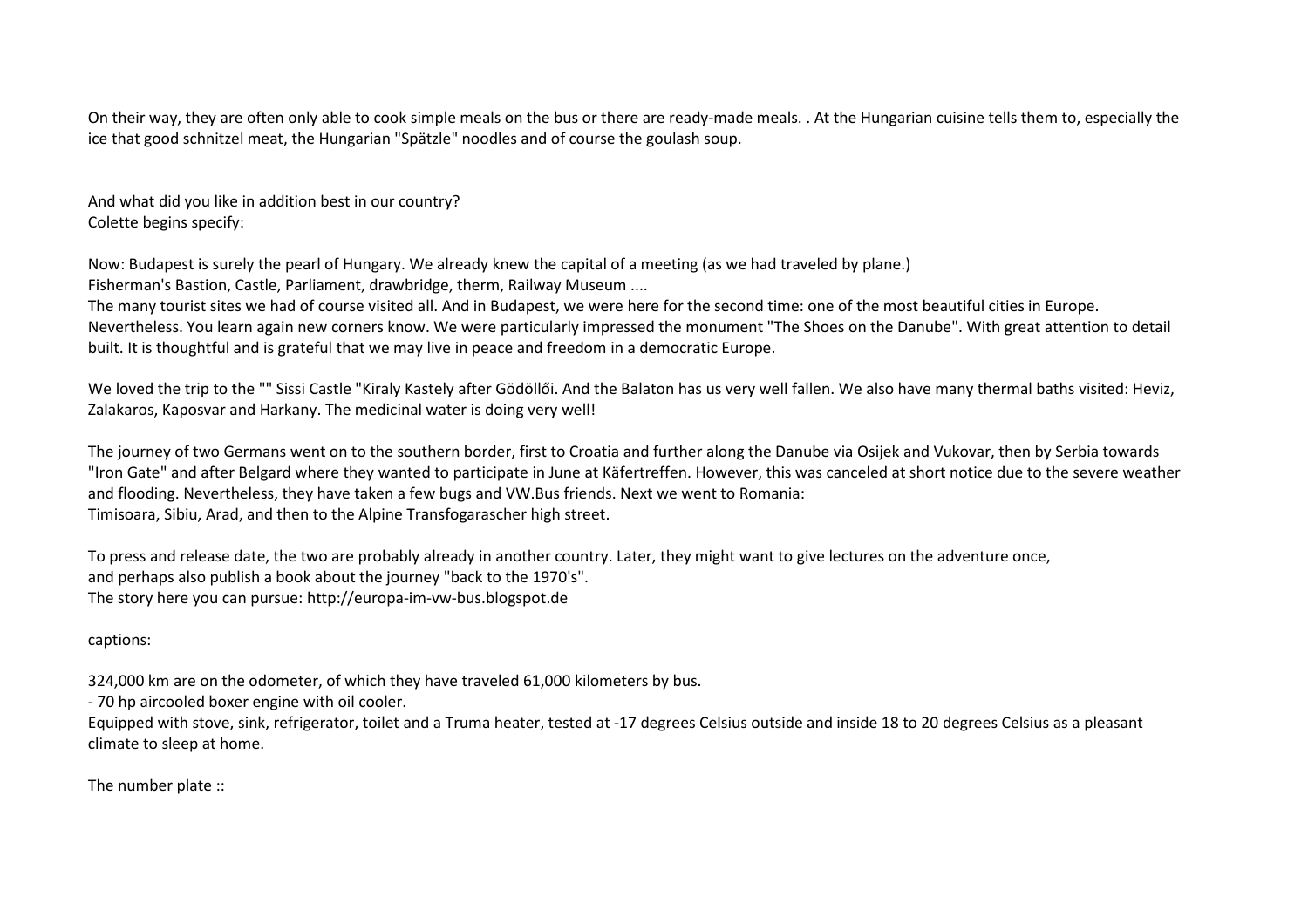On their way, they are often only able to cook simple meals on the bus or there are ready-made meals. . At the Hungarian cuisine tells them to, especially the ice that good schnitzel meat, the Hungarian "Spätzle" noodles and of course the goulash soup.

And what did you like in addition best in our country?
Colette begins specify:

Now: Budapest is surely the pearl of Hungary. We already knew the capital of a meeting (as we had traveled by plane.)
Fisherman's Bastion, Castle, Parliament, drawbridge, therm, Railway Museum ....
The many tourist sites we had of course visited all. And in Budapest, we were here for the second time: one of the most beautiful cities in Europe. Nevertheless. You learn again new corners know. We were particularly impressed the monument "The Shoes on the Danube". With great attention to detail built. It is thoughtful and is grateful that we may live in peace and freedom in a democratic Europe.

We loved the trip to the "" Sissi Castle "Kiraly Kastely after Gödöllői. And the Balaton has us very well fallen. We also have many thermal baths visited: Heviz, Zalakaros, Kaposvar and Harkany. The medicinal water is doing very well!

The journey of two Germans went on to the southern border, first to Croatia and further along the Danube via Osijek and Vukovar, then by Serbia towards "Iron Gate" and after Belgard where they wanted to participate in June at Käfertreffen. However, this was canceled at short notice due to the severe weather and flooding. Nevertheless, they have taken a few bugs and VW.Bus friends. Next we went to Romania:
Timisoara, Sibiu, Arad, and then to the Alpine Transfogarascher high street.

To press and release date, the two are probably already in another country. Later, they might want to give lectures on the adventure once, and perhaps also publish a book about the journey "back to the 1970's".
The story here you can pursue: http://europa-im-vw-bus.blogspot.de

captions:

324,000 km are on the odometer, of which they have traveled 61,000 kilometers by bus.
- 70 hp aircooled boxer engine with oil cooler.
Equipped with stove, sink, refrigerator, toilet and a Truma heater, tested at -17 degrees Celsius outside and inside 18 to 20 degrees Celsius as a pleasant climate to sleep at home.

The number plate ::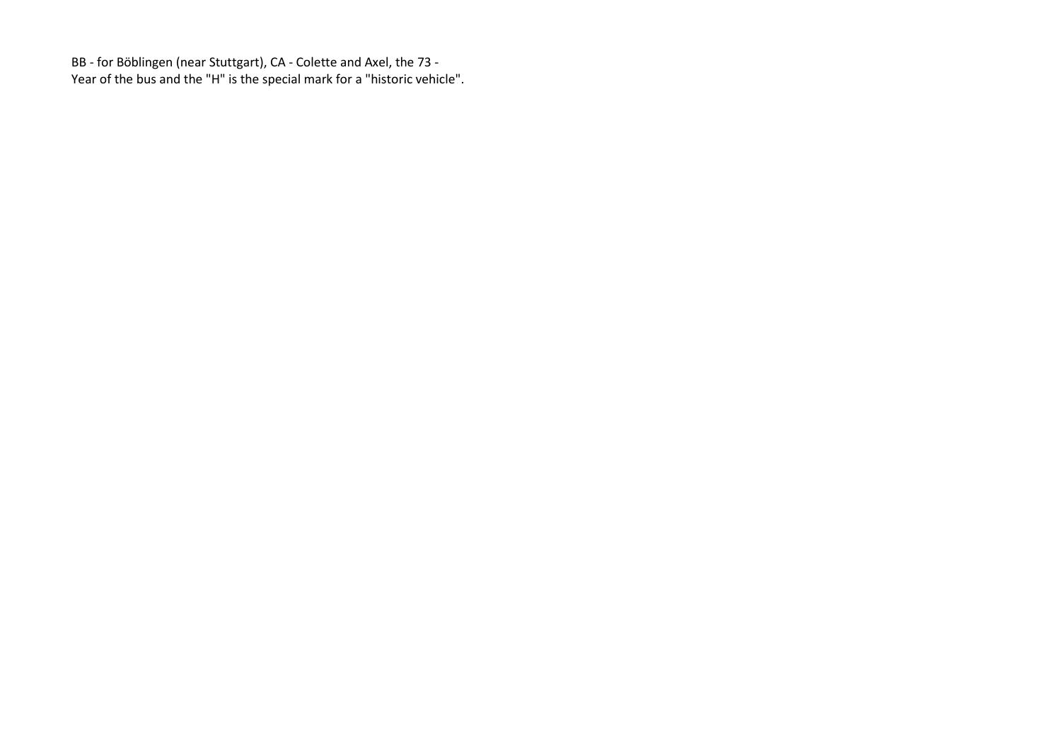BB - for Böblingen (near Stuttgart), CA - Colette and Axel, the 73 -
Year of the bus and the "H" is the special mark for a "historic vehicle".